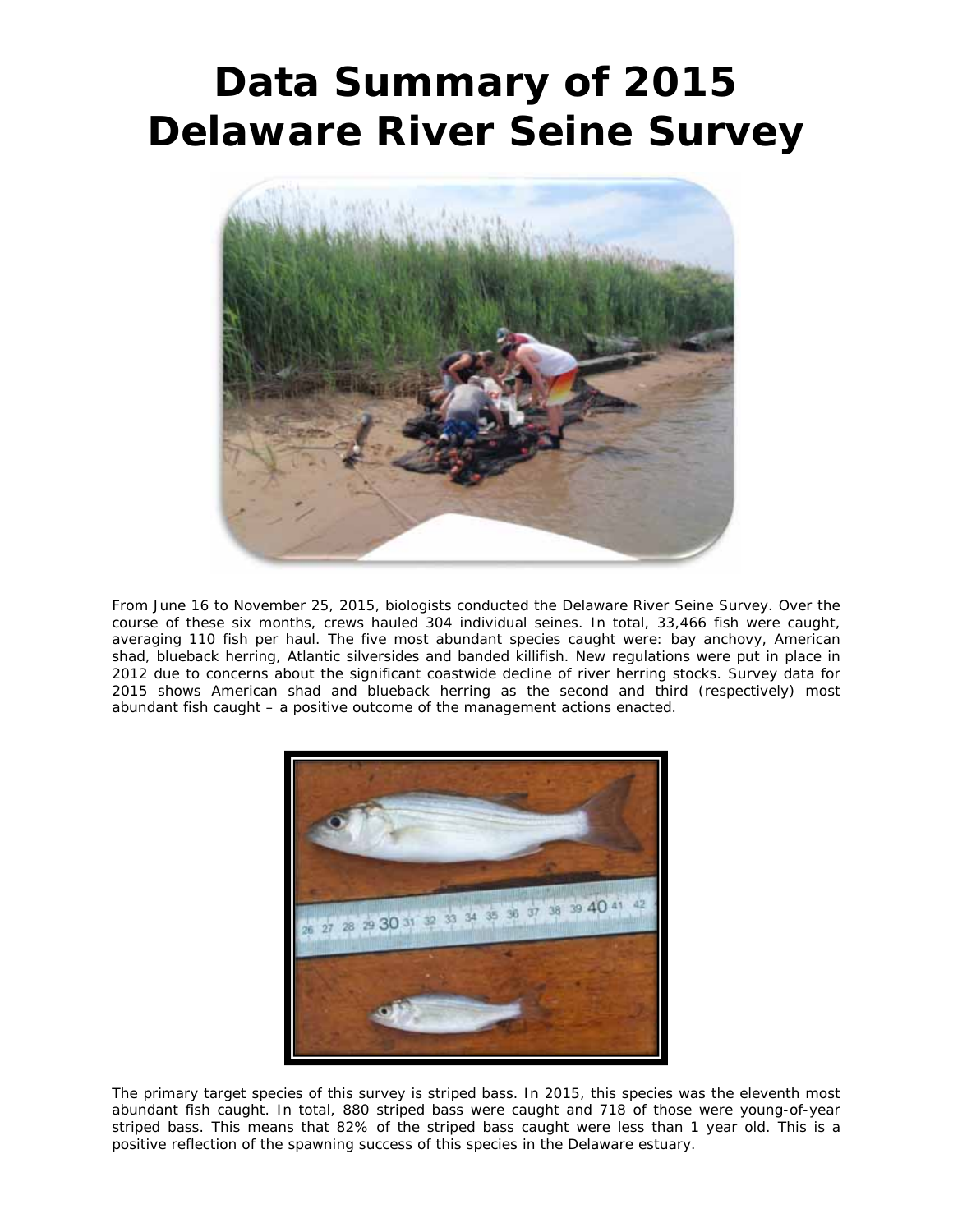# Data Summary of 2015 Delaware River Seine Survey

From June 16 to November 25, 2015, biologists conducted the Delaware River Seine Survey. Over the course of these six months, crews hauled 304 individual seines. In total, 33,466 fish were caught, averaging 110 fish per haul. The five most abundant species caught were: bay anchovy, American shad, blueback herring, Atlantic silversides and banded killifish. New regulations were put in place in 2012 due to concerns about the significant coastwide decline of river herring stocks. Survey data for 2015 shows American shad and blueback herring as the second and third (respectively) most abundant fish caught – a positive outcome of the management actions enacted.

The primary target species of this survey is striped bass. In 2015, this species was the eleventh most abundant fish caught. In total, 880 striped bass were caught and 718 of those were young-of-year striped bass. This means that 82% of the striped bass caught were less than 1 year old. This is a positive reflection of the spawning success of this species in the Delaware estuary.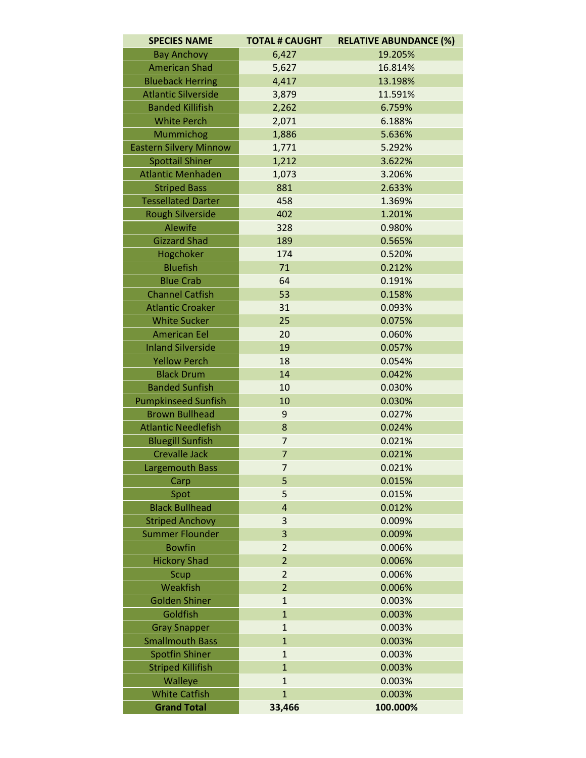| SPECIES NAME | TOTAL # CAUGHT | RELATIVE ABUNDANCE (%) |
| --- | --- | --- |
| Bay Anchovy | 6,427 | 19.205% |
| American Shad | 5,627 | 16.814% |
| Blueback Herring | 4,417 | 13.198% |
| Atlantic Silverside | 3,879 | 11.591% |
| Banded Killifish | 2,262 | 6.759% |
| White Perch | 2,071 | 6.188% |
| Mummichog | 1,886 | 5.636% |
| Eastern Silvery Minnow | 1,771 | 5.292% |
| Spottail Shiner | 1,212 | 3.622% |
| Atlantic Menhaden | 1,073 | 3.206% |
| Striped Bass | 881 | 2.633% |
| Tessellated Darter | 458 | 1.369% |
| Rough Silverside | 402 | 1.201% |
| Alewife | 328 | 0.980% |
| Gizzard Shad | 189 | 0.565% |
| Hogchoker | 174 | 0.520% |
| Bluefish | 71 | 0.212% |
| Blue Crab | 64 | 0.191% |
| Channel Catfish | 53 | 0.158% |
| Atlantic Croaker | 31 | 0.093% |
| White Sucker | 25 | 0.075% |
| American Eel | 20 | 0.060% |
| Inland Silverside | 19 | 0.057% |
| Yellow Perch | 18 | 0.054% |
| Black Drum | 14 | 0.042% |
| Banded Sunfish | 10 | 0.030% |
| Pumpkinseed Sunfish | 10 | 0.030% |
| Brown Bullhead | 9 | 0.027% |
| Atlantic Needlefish | 8 | 0.024% |
| Bluegill Sunfish | 7 | 0.021% |
| Crevalle Jack | 7 | 0.021% |
| Largemouth Bass | 7 | 0.021% |
| Carp | 5 | 0.015% |
| Spot | 5 | 0.015% |
| Black Bullhead | 4 | 0.012% |
| Striped Anchovy | 3 | 0.009% |
| Summer Flounder | 3 | 0.009% |
| Bowfin | 2 | 0.006% |
| Hickory Shad | 2 | 0.006% |
| Scup | 2 | 0.006% |
| Weakfish | 2 | 0.006% |
| Golden Shiner | 1 | 0.003% |
| Goldfish | 1 | 0.003% |
| Gray Snapper | 1 | 0.003% |
| Smallmouth Bass | 1 | 0.003% |
| Spotfin Shiner | 1 | 0.003% |
| Striped Killifish | 1 | 0.003% |
| Walleye | 1 | 0.003% |
| White Catfish | 1 | 0.003% |
| **Grand Total** | **33,466** | **100.000%** |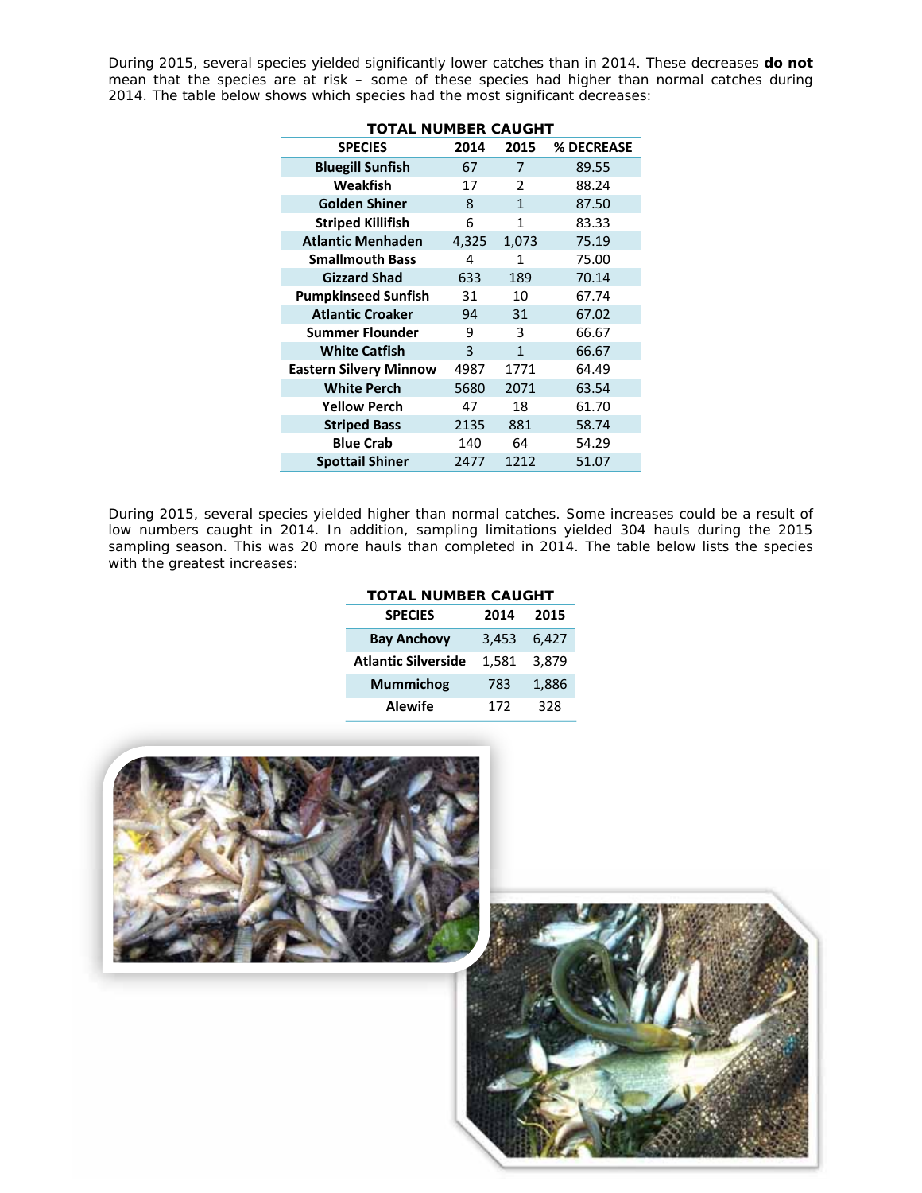During 2015, several species yielded significantly lower catches than in 2014. These decreases **do not** mean that the species are at risk – some of these species had higher than normal catches during 2014. The table below shows which species had the most significant decreases:

**TOTAL NUMBER CAUGHT**

| SPECIES | 2014 | 2015 | % DECREASE |
|---|---|---|---|
| **Bluegill Sunfish** | 67 | 7 | 89.55 |
| **Weakfish** | 17 | 2 | 88.24 |
| **Golden Shiner** | 8 | 1 | 87.50 |
| **Striped Killifish** | 6 | 1 | 83.33 |
| **Atlantic Menhaden** | 4,325 | 1,073 | 75.19 |
| **Smallmouth Bass** | 4 | 1 | 75.00 |
| **Gizzard Shad** | 633 | 189 | 70.14 |
| **Pumpkinseed Sunfish** | 31 | 10 | 67.74 |
| **Atlantic Croaker** | 94 | 31 | 67.02 |
| **Summer Flounder** | 9 | 3 | 66.67 |
| **White Catfish** | 3 | 1 | 66.67 |
| **Eastern Silvery Minnow** | 4987 | 1771 | 64.49 |
| **White Perch** | 5680 | 2071 | 63.54 |
| **Yellow Perch** | 47 | 18 | 61.70 |
| **Striped Bass** | 2135 | 881 | 58.74 |
| **Blue Crab** | 140 | 64 | 54.29 |
| **Spottail Shiner** | 2477 | 1212 | 51.07 |

During 2015, several species yielded higher than normal catches. Some increases could be a result of low numbers caught in 2014. In addition, sampling limitations yielded 304 hauls during the 2015 sampling season. This was 20 more hauls than completed in 2014. The table below lists the species with the greatest increases:

**TOTAL NUMBER CAUGHT**

| SPECIES | 2014 | 2015 |
|---|---|---|
| **Bay Anchovy** | 3,453 | 6,427 |
| **Atlantic Silverside** | 1,581 | 3,879 |
| **Mummichog** | 783 | 1,886 |
| **Alewife** | 172 | 328 |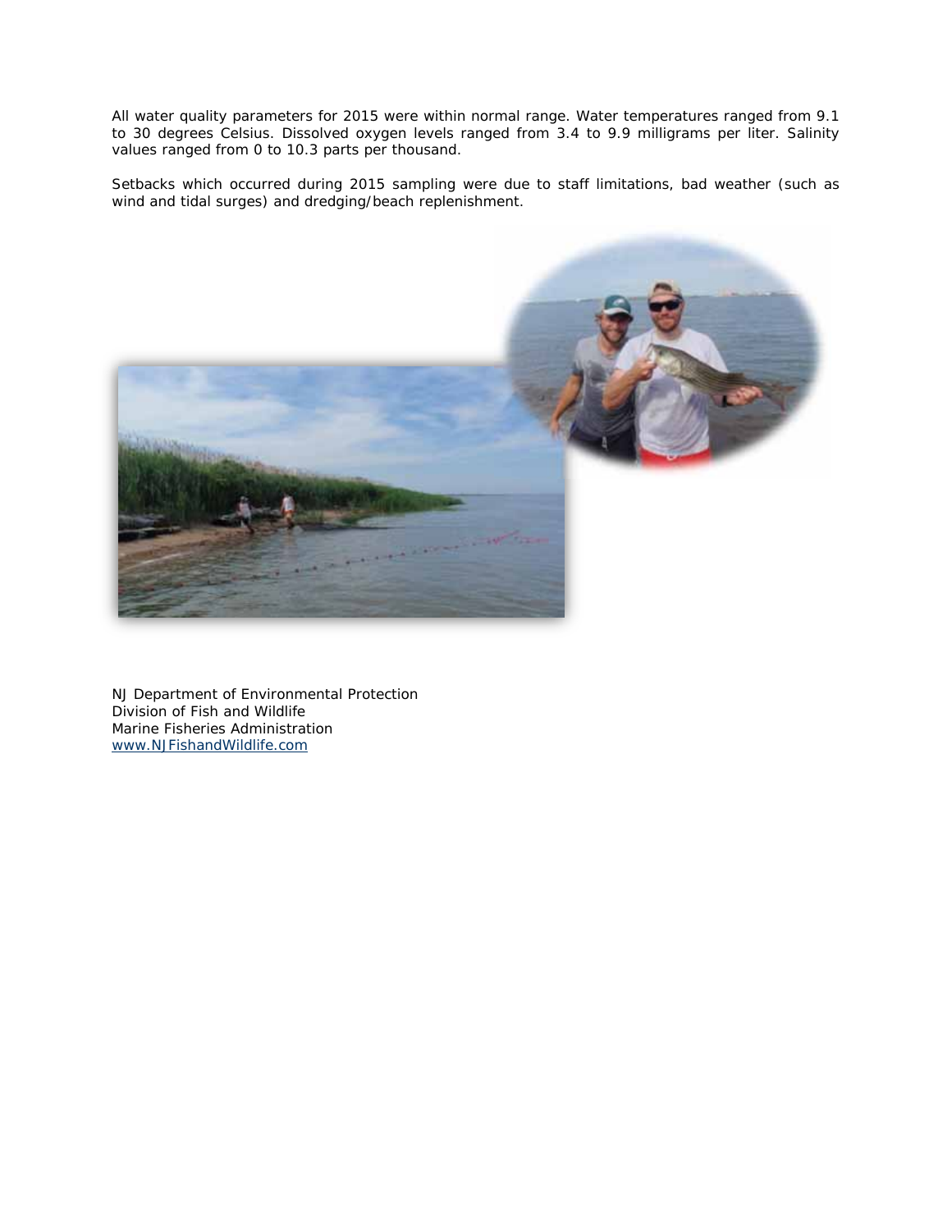All water quality parameters for 2015 were within normal range. Water temperatures ranged from 9.1 to 30 degrees Celsius. Dissolved oxygen levels ranged from 3.4 to 9.9 milligrams per liter. Salinity values ranged from 0 to 10.3 parts per thousand.

Setbacks which occurred during 2015 sampling were due to staff limitations, bad weather (such as wind and tidal surges) and dredging/beach replenishment.

NJ Department of Environmental Protection
Division of Fish and Wildlife
Marine Fisheries Administration
[www.NJFishandWildlife.com](http://www.NJFishandWildlife.com)